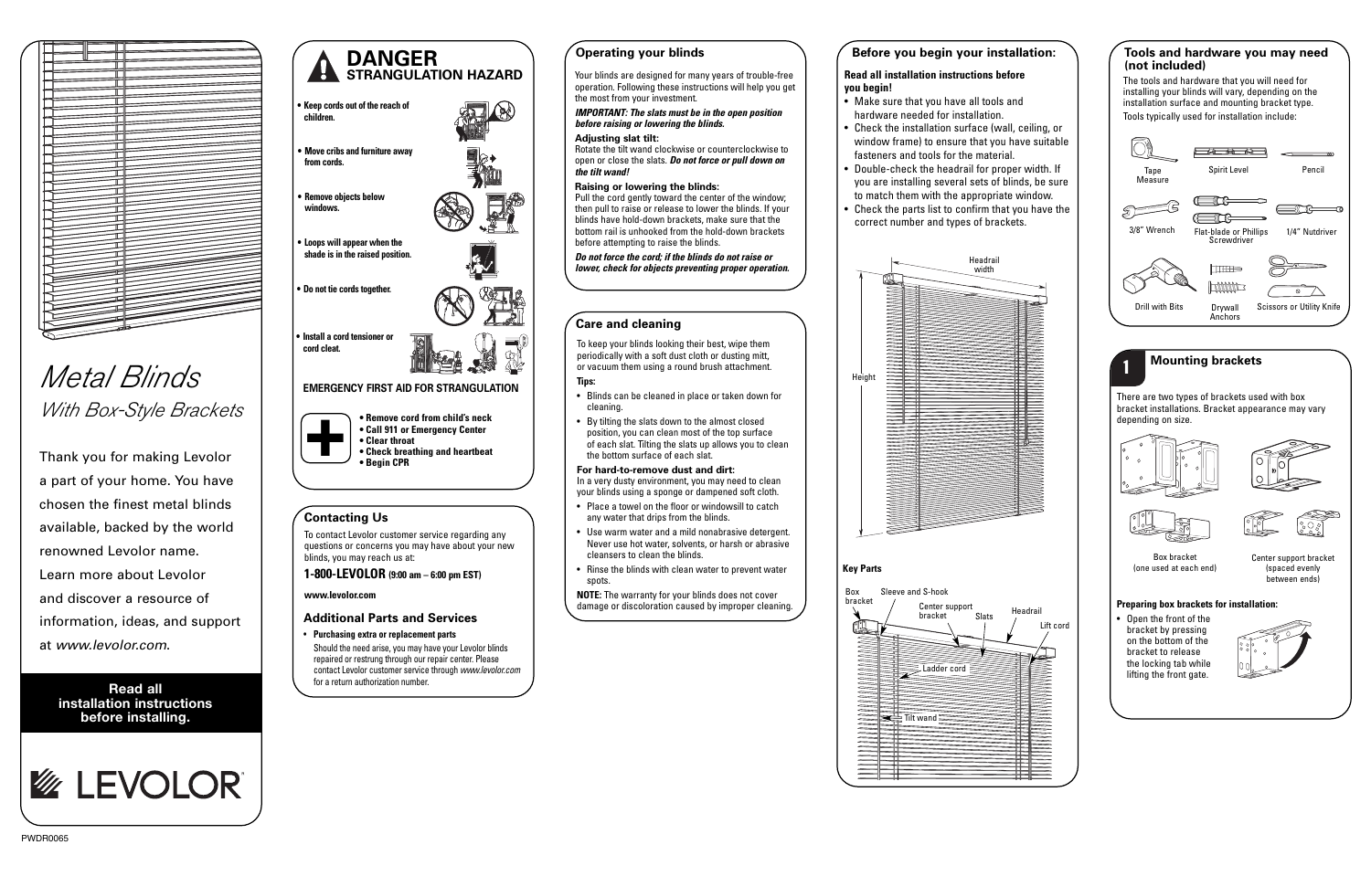# Metal Blinds

## With Box-Style Brackets

Thank you for making Levolor a part of your home. You have chosen the finest metal blinds available, backed by the world renowned Levolor name. Learn more about Levolor and discover a resource of information, ideas, and support at *www.levolor.com*.

**Read all installation instructions before installing.**

LEVOLOR

PWDR0065

## DANGER STRANGULATION HAZARD

- **Keep cords out of the reach of children.**
- **Move cribs and furniture away from cords.**
- **Remove objects below windows.**
- **Loops will appear when the shade is in the raised position.**
- **Do not tie cords together.**
- **Install a cord tensioner or cord cleat.**

**EMERGENCY FIRST AID FOR STRANGULATION**

- **Remove cord from child's neck**
- **Call 911 or Emergency Center**
- **Clear throat**
- **Check breathing and heartbeat**
- **Begin CPR**

## Contacting Us

To contact Levolor customer service regarding any questions or concerns you may have about your new blinds, you may reach us at:

**1-800-LEVOLOR (9:00 am – 6:00 pm EST)**

**www.levolor.com**

## Additional Parts and Services

- **Purchasing extra or replacement parts**

  Should the need arise, you may have your Levolor blinds repaired or restrung through our repair center. Please contact Levolor customer service through *www.levolor.com* for a return authorization number.

## Operating your blinds

Your blinds are designed for many years of trouble-free operation. Following these instructions will help you get the most from your investment.

***IMPORTANT: The slats must be in the open position before raising or lowering the blinds.***

**Adjusting slat tilt:**
Rotate the tilt wand clockwise or counterclockwise to open or close the slats. ***Do not force or pull down on the tilt wand!***

**Raising or lowering the blinds:**
Pull the cord gently toward the center of the window; then pull to raise or release to lower the blinds. If your blinds have hold-down brackets, make sure that the bottom rail is unhooked from the hold-down brackets before attempting to raise the blinds.

***Do not force the cord; if the blinds do not raise or lower, check for objects preventing proper operation.***

## Care and cleaning

To keep your blinds looking their best, wipe them periodically with a soft dust cloth or dusting mitt, or vacuum them using a round brush attachment.

**Tips:**

- Blinds can be cleaned in place or taken down for cleaning.
- By tilting the slats down to the almost closed position, you can clean most of the top surface of each slat. Tilting the slats up allows you to clean the bottom surface of each slat.

**For hard-to-remove dust and dirt:**
In a very dusty environment, you may need to clean your blinds using a sponge or dampened soft cloth.

- Place a towel on the floor or windowsill to catch any water that drips from the blinds.
- Use warm water and a mild nonabrasive detergent. Never use hot water, solvents, or harsh or abrasive cleansers to clean the blinds.
- Rinse the blinds with clean water to prevent water spots.

**NOTE:** The warranty for your blinds does not cover damage or discoloration caused by improper cleaning.

## Before you begin your installation:

**Read all installation instructions before you begin!**

- Make sure that you have all tools and hardware needed for installation.
- Check the installation surface (wall, ceiling, or window frame) to ensure that you have suitable fasteners and tools for the material.
- Double-check the headrail for proper width. If you are installing several sets of blinds, be sure to match them with the appropriate window.
- Check the parts list to confirm that you have the correct number and types of brackets.

Headrail width

Height

**Key Parts**

Box bracket, Sleeve and S-hook, Center support bracket, Slats, Headrail, Lift cord, Ladder cord, Tilt wand

## Tools and hardware you may need (not included)

The tools and hardware that you will need for installing your blinds will vary, depending on the installation surface and mounting bracket type.

Tools typically used for installation include:

Tape Measure, Spirit Level, Pencil, 3/8" Wrench, Flat-blade or Phillips Screwdriver, 1/4" Nutdriver, Drill with Bits, Drywall Anchors, Scissors or Utility Knife

## 1 Mounting brackets

There are two types of brackets used with box bracket installations. Bracket appearance may vary depending on size.

Box bracket (one used at each end)

Center support bracket (spaced evenly between ends)

**Preparing box brackets for installation:**

- Open the front of the bracket by pressing on the bottom of the bracket to release the locking tab while lifting the front gate.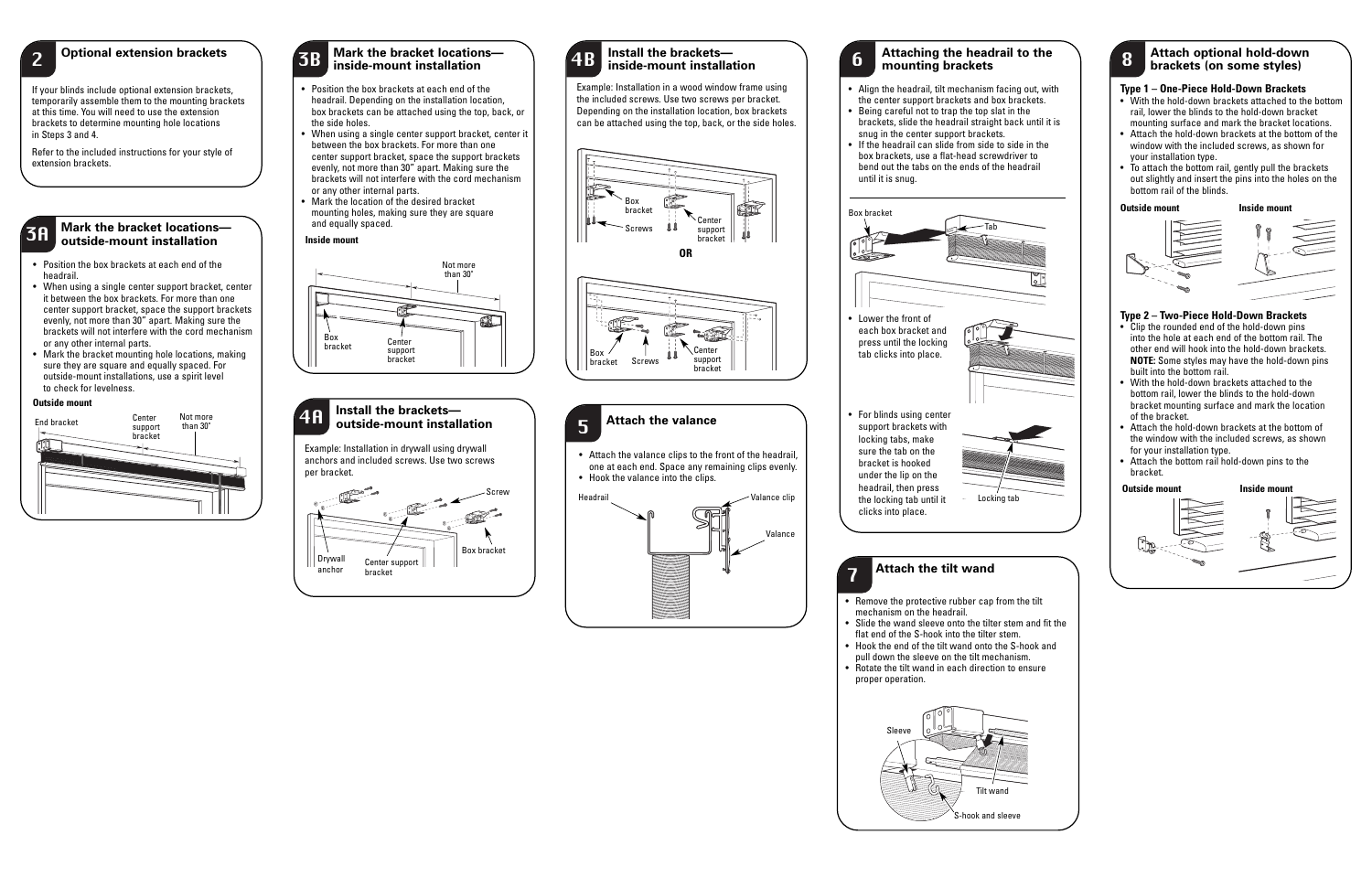## 2 Optional extension brackets

If your blinds include optional extension brackets, temporarily assemble them to the mounting brackets at this time. You will need to use the extension brackets to determine mounting hole locations in Steps 3 and 4.

Refer to the included instructions for your style of extension brackets.

## 3A Mark the bracket locations—outside-mount installation

- Position the box brackets at each end of the headrail.
- When using a single center support bracket, center it between the box brackets. For more than one center support bracket, space the support brackets evenly, not more than 30" apart. Making sure the brackets will not interfere with the cord mechanism or any other internal parts.
- Mark the bracket mounting hole locations, making sure they are square and equally spaced. For outside-mount installations, use a spirit level to check for levelness.

**Outside mount**

End bracket — Center support bracket — Not more than 30"

## 3B Mark the bracket locations—inside-mount installation

- Position the box brackets at each end of the headrail. Depending on the installation location, box brackets can be attached using the top, back, or the side holes.
- When using a single center support bracket, center it between the box brackets. For more than one center support bracket, space the support brackets evenly, not more than 30" apart. Making sure the brackets will not interfere with the cord mechanism or any other internal parts.
- Mark the location of the desired bracket mounting holes, making sure they are square and equally spaced.

**Inside mount**

Not more than 30" — Box bracket — Center support bracket

## 4A Install the brackets—outside-mount installation

Example: Installation in drywall using drywall anchors and included screws. Use two screws per bracket.

Screw — Drywall anchor — Center support bracket — Box bracket

## 4B Install the brackets—inside-mount installation

Example: Installation in a wood window frame using the included screws. Use two screws per bracket. Depending on the installation location, box brackets can be attached using the top, back, or the side holes.

Box bracket — Screws — Center support bracket

**OR**

Box bracket — Screws — Center support bracket

## 5 Attach the valance

- Attach the valance clips to the front of the headrail, one at each end. Space any remaining clips evenly.
- Hook the valance into the clips.

Headrail — Valance clip — Valance

## 6 Attaching the headrail to the mounting brackets

- Align the headrail, tilt mechanism facing out, with the center support brackets and box brackets.
- Being careful not to trap the top slat in the brackets, slide the headrail straight back until it is snug in the center support brackets.
- If the headrail can slide from side to side in the box brackets, use a flat-head screwdriver to bend out the tabs on the ends of the headrail until it is snug.

Box bracket — Tab

- Lower the front of each box bracket and press until the locking tab clicks into place.
- For blinds using center support brackets with locking tabs, make sure the tab on the bracket is hooked under the lip on the headrail, then press the locking tab until it clicks into place.

Locking tab

## 7 Attach the tilt wand

- Remove the protective rubber cap from the tilt mechanism on the headrail.
- Slide the wand sleeve onto the tilter stem and fit the flat end of the S-hook into the tilter stem.
- Hook the end of the tilt wand onto the S-hook and pull down the sleeve on the tilt mechanism.
- Rotate the tilt wand in each direction to ensure proper operation.

Sleeve — Tilt wand — S-hook and sleeve

## 8 Attach optional hold-down brackets (on some styles)

**Type 1 – One-Piece Hold-Down Brackets**

- With the hold-down brackets attached to the bottom rail, lower the blinds to the hold-down bracket mounting surface and mark the bracket locations.
- Attach the hold-down brackets at the bottom of the window with the included screws, as shown for your installation type.
- To attach the bottom rail, gently pull the brackets out slightly and insert the pins into the holes on the bottom rail of the blinds.

**Outside mount** — **Inside mount**

**Type 2 – Two-Piece Hold-Down Brackets**

- Clip the rounded end of the hold-down pins into the hole at each end of the bottom rail. The other end will hook into the hold-down brackets. **NOTE:** Some styles may have the hold-down pins built into the bottom rail.
- With the hold-down brackets attached to the bottom rail, lower the blinds to the hold-down bracket mounting surface and mark the location of the bracket.
- Attach the hold-down brackets at the bottom of the window with the included screws, as shown for your installation type.
- Attach the bottom rail hold-down pins to the bracket.

**Outside mount** — **Inside mount**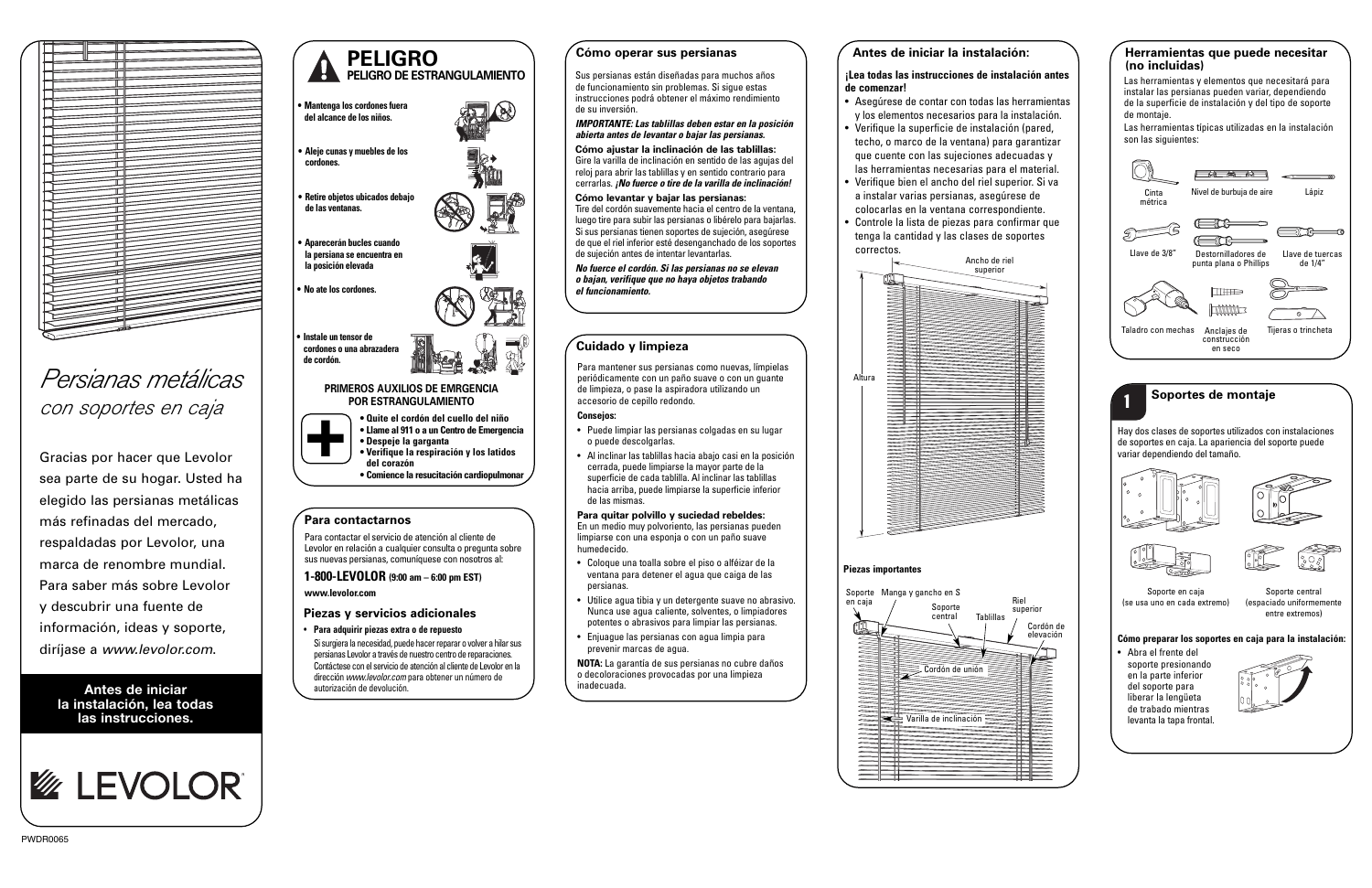# *Persianas metálicas*

## *con soportes en caja*

Gracias por hacer que Levolor sea parte de su hogar. Usted ha elegido las persianas metálicas más refinadas del mercado, respaldadas por Levolor, una marca de renombre mundial. Para saber más sobre Levolor y descubrir una fuente de información, ideas y soporte, diríjase a *www.levolor.com*.

**Antes de iniciar la instalación, lea todas las instrucciones.**

LEVOLOR

PWDR0065

## PELIGRO

**PELIGRO DE ESTRANGULAMIENTO**

- **Mantenga los cordones fuera del alcance de los niños.**
- **Aleje cunas y muebles de los cordones.**
- **Retire objetos ubicados debajo de las ventanas.**
- **Aparecerán bucles cuando la persiana se encuentra en la posición elevada**
- **No ate los cordones.**
- **Instale un tensor de cordones o una abrazadera de cordón.**

**PRIMEROS AUXILIOS DE EMRGENCIA POR ESTRANGULAMIENTO**

- **Quite el cordón del cuello del niño**
- **Llame al 911 o a un Centro de Emergencia**
- **Despeje la garganta**
- **Verifique la respiración y los latidos del corazón**
- **Comience la resucitación cardiopulmonar**

### Para contactarnos

Para contactar el servicio de atención al cliente de Levolor en relación a cualquier consulta o pregunta sobre sus nuevas persianas, comuníquese con nosotros al:

**1-800-LEVOLOR (9:00 am – 6:00 pm EST)**

**www.levolor.com**

### Piezas y servicios adicionales

- **Para adquirir piezas extra o de repuesto**

  Si surgiera la necesidad, puede hacer reparar o volver a hilar sus persianas Levolor a través de nuestro centro de reparaciones. Contáctese con el servicio de atención al cliente de Levolor en la dirección *www.levolor.com* para obtener un número de autorización de devolución.

### Cómo operar sus persianas

Sus persianas están diseñadas para muchos años de funcionamiento sin problemas. Si sigue estas instrucciones podrá obtener el máximo rendimiento de su inversión.

***IMPORTANTE: Las tablillas deben estar en la posición abierta antes de levantar o bajar las persianas.***

**Cómo ajustar la inclinación de las tablillas:**
Gire la varilla de inclinación en sentido de las agujas del reloj para abrir las tablillas y en sentido contrario para cerrarlas. ***¡No fuerce o tire de la varilla de inclinación!***

**Cómo levantar y bajar las persianas:**
Tire del cordón suavemente hacia el centro de la ventana, luego tire para subir las persianas o libérelo para bajarlas. Si sus persianas tienen soportes de sujeción, asegúrese de que el riel inferior esté desenganchado de los soportes de sujeción antes de intentar levantarlas.

***No fuerce el cordón. Si las persianas no se elevan o bajan, verifique que no haya objetos trabando el funcionamiento.***

### Cuidado y limpieza

Para mantener sus persianas como nuevas, límpielas periódicamente con un paño suave o con un guante de limpieza, o pase la aspiradora utilizando un accesorio de cepillo redondo.

**Consejos:**

- Puede limpiar las persianas colgadas en su lugar o puede descolgarlas.
- Al inclinar las tablillas hacia abajo casi en la posición cerrada, puede limpiarse la mayor parte de la superficie de cada tablilla. Al inclinar las tablillas hacia arriba, puede limpiarse la superficie inferior de las mismas.

**Para quitar polvillo y suciedad rebeldes:**
En un medio muy polvoriento, las persianas pueden limpiarse con una esponja o con un paño suave humedecido.

- Coloque una toalla sobre el piso o alféizar de la ventana para detener el agua que caiga de las persianas.
- Utilice agua tibia y un detergente suave no abrasivo. Nunca use agua caliente, solventes, o limpiadores potentes o abrasivos para limpiar las persianas.
- Enjuague las persianas con agua limpia para prevenir marcas de agua.

**NOTA:** La garantía de sus persianas no cubre daños o decoloraciones provocadas por una limpieza inadecuada.

### Antes de iniciar la instalación:

**¡Lea todas las instrucciones de instalación antes de comenzar!**

- Asegúrese de contar con todas las herramientas y los elementos necesarios para la instalación.
- Verifique la superficie de instalación (pared, techo, o marco de la ventana) para garantizar que cuente con las sujeciones adecuadas y las herramientas necesarias para el material.
- Verifique bien el ancho del riel superior. Si va a instalar varias persianas, asegúrese de colocarlas en la ventana correspondiente.
- Controle la lista de piezas para confirmar que tenga la cantidad y las clases de soportes correctos.

Ancho de riel superior

Altura

**Piezas importantes**

Soporte en caja · Manga y gancho en S · Soporte central · Tablillas · Riel superior · Cordón de elevación · Cordón de unión · Varilla de inclinación

### Herramientas que puede necesitar (no incluidas)

Las herramientas y elementos que necesitará para instalar las persianas pueden variar, dependiendo de la superficie de instalación y del tipo de soporte de montaje.

Las herramientas típicas utilizadas en la instalación son las siguientes:

Cinta métrica · Nivel de burbuja de aire · Lápiz · Llave de 3/8" · Destornilladores de punta plana o Phillips · Llave de tuercas de 1/4" · Taladro con mechas · Anclajes de construcción en seco · Tijeras o trincheta

### 1 Soportes de montaje

Hay dos clases de soportes utilizados con instalaciones de soportes en caja. La apariencia del soporte puede variar dependiendo del tamaño.

Soporte en caja (se usa uno en cada extremo)

Soporte central (espaciado uniformemente entre extremos)

**Cómo preparar los soportes en caja para la instalación:**

- Abra el frente del soporte presionando en la parte inferior del soporte para liberar la lengüeta de trabado mientras levanta la tapa frontal.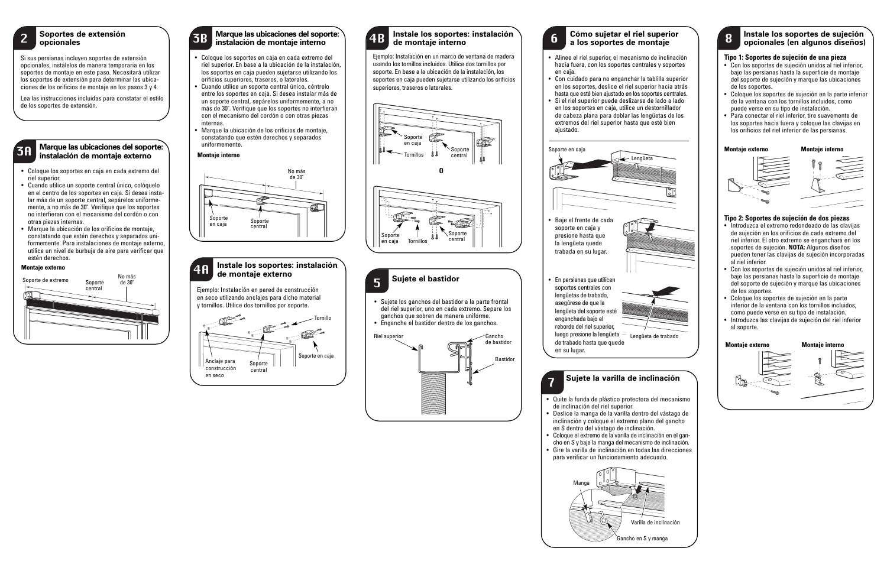## 2 Soportes de extensión opcionales

Si sus persianas incluyen soportes de extensión opcionales, instálelos de manera temporaria en los soportes de montaje en este paso. Necesitará utilizar los soportes de extensión para determinar las ubicaciones de los orificios de montaje en los pasos 3 y 4.

Lea las instrucciones incluidas para constatar el estilo de los soportes de extensión.

## 3A Marque las ubicaciones del soporte: instalación de montaje externo

- Coloque los soportes en caja en cada extremo del riel superior.
- Cuando utilice un soporte central único, colóquelo en el centro de los soportes en caja. Si desea instalar más de un soporte central, sepárelos uniformemente, a no más de 30". Verifique que los soportes no interfieran con el mecanismo del cordón o con otras piezas internas.
- Marque la ubicación de los orificios de montaje, constatando que estén derechos y separados uniformemente. Para instalaciones de montaje externo, utilice un nivel de burbuja de aire para verificar que estén derechos.

**Montaje externo**

Soporte de extremo
Soporte central
No más de 30"

## 3B Marque las ubicaciones del soporte: instalación de montaje interno

- Coloque los soportes en caja en cada extremo del riel superior. En base a la ubicación de la instalación, los soportes en caja pueden sujetarse utilizando los orificios superiores, traseros, o laterales.
- Cuando utilice un soporte central único, céntrelo entre los soportes en caja. Si desea instalar más de un soporte central, sepárelos uniformemente, a no más de 30". Verifique que los soportes no interfieran con el mecanismo del cordón o con otras piezas internas.
- Marque la ubicación de los orificios de montaje, constatando que estén derechos y separados uniformemente.

**Montaje interno**

No más de 30"
Soporte en caja
Soporte central

## 4A Instale los soportes: instalación de montaje externo

Ejemplo: Instalación en pared de construcción en seco utilizando anclajes para dicho material y tornillos. Utilice dos tornillos por soporte.

Tornillo
Soporte en caja
Anclaje para construcción en seco
Soporte central

## 4B Instale los soportes: instalación de montaje interno

Ejemplo: Instalación en un marco de ventana de madera usando los tornillos incluidos. Utilice dos tornillos por soporte. En base a la ubicación de la instalación, los soportes en caja pueden sujetarse utilizando los orificios superiores, traseros o laterales.

Soporte en caja
Soporte central
Tornillos

O

Soporte en caja
Tornillos
Soporte central

## 5 Sujete el bastidor

- Sujete los ganchos del bastidor a la parte frontal del riel superior, uno en cada extremo. Separe los ganchos que sobren de manera uniforme.
- Enganche el bastidor dentro de los ganchos.

Riel superior
Gancho de bastidor
Bastidor

## 6 Cómo sujetar el riel superior a los soportes de montaje

- Alinee el riel superior, el mecanismo de inclinación hacia fuera, con los soportes centrales y soportes en caja.
- Con cuidado para no enganchar la tablilla superior en los soportes, deslice el riel superior hacia atrás hasta que esté bien ajustado en los soportes centrales.
- Si el riel superior puede deslizarse de lado a lado en los soportes en caja, utilice un destornillador de cabeza plana para doblar las lengüetas de los extremos del riel superior hasta que esté bien ajustado.

Soporte en caja
Lengüeta

- Baje el frente de cada soporte en caja y presione hasta que la lengüeta quede trabada en su lugar.

- En persianas que utilicen soportes centrales con lengüetas de trabado, asegúrese de que la lengüeta del soporte esté enganchada bajo el reborde del riel superior, luego presione la lengüeta de trabado hasta que quede en su lugar.

Lengüeta de trabado

## 7 Sujete la varilla de inclinación

- Quite la funda de plástico protectora del mecanismo de inclinación del riel superior.
- Deslice la manga de la varilla dentro del vástago de inclinación y coloque el extremo plano del gancho en S dentro del vástago de inclinación.
- Coloque el extremo de la varilla de inclinación en el gancho en S y baje la manga del mecanismo de inclinación.
- Gire la varilla de inclinación en todas las direcciones para verificar un funcionamiento adecuado.

Manga
Varilla de inclinación
Gancho en S y manga

## 8 Instale los soportes de sujeción opcionales (en algunos diseños)

**Tipo 1: Soportes de sujeción de una pieza**

- Con los soportes de sujeción unidos al riel inferior, baje las persianas hasta la superficie de montaje del soporte de sujeción y marque las ubicaciones de los soportes.
- Coloque los soportes de sujeción en la parte inferior de la ventana con los tornillos incluidos, como puede verse en su tipo de instalación.
- Para conectar el riel inferior, tire suavemente de los soportes hacia fuera y coloque las clavijas en los orificios del riel inferior de las persianas.

**Montaje externo** **Montaje interno**

**Tipo 2: Soportes de sujeción de dos piezas**

- Introduzca el extremo redondeado de las clavijas de sujeción en los orificios de cada extremo del riel inferior. El otro extremo se enganchará en los soportes de sujeción. **NOTA:** Algunos diseños pueden tener las clavijas de sujeción incorporadas al riel inferior.
- Con los soportes de sujeción unidos al riel inferior, baje las persianas hasta la superficie de montaje del soporte de sujeción y marque las ubicaciones de los soportes.
- Coloque los soportes de sujeción en la parte inferior de la ventana con los tornillos incluidos, como puede verse en su tipo de instalación.
- Introduzca las clavijas de sujeción del riel inferior al soporte.

**Montaje externo** **Montaje interno**